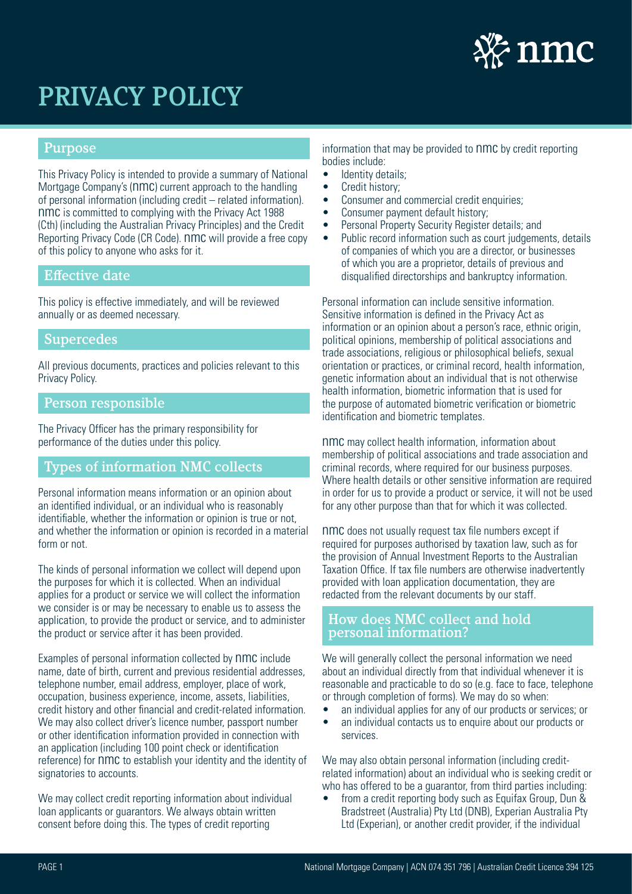# PRIVACY POLICY

## Purpose

This Privacy Policy is intended to provide a summary of National Mortgage Company's (nmc) current approach to the handling of personal information (including credit – related information). nmc is committed to complying with the Privacy Act 1988 (Cth) (including the Australian Privacy Principles) and the Credit Reporting Privacy Code (CR Code). nmc will provide a free copy of this policy to anyone who asks for it.

## Effective date

This policy is effective immediately, and will be reviewed annually or as deemed necessary.

## Supercedes

All previous documents, practices and policies relevant to this Privacy Policy.

## Person responsible

The Privacy Officer has the primary responsibility for performance of the duties under this policy.

## Types of information NMC collects

Personal information means information or an opinion about an identified individual, or an individual who is reasonably identifiable, whether the information or opinion is true or not, and whether the information or opinion is recorded in a material form or not.

The kinds of personal information we collect will depend upon the purposes for which it is collected. When an individual applies for a product or service we will collect the information we consider is or may be necessary to enable us to assess the application, to provide the product or service, and to administer the product or service after it has been provided.

Examples of personal information collected by nmc include name, date of birth, current and previous residential addresses, telephone number, email address, employer, place of work, occupation, business experience, income, assets, liabilities, credit history and other financial and credit-related information. We may also collect driver's licence number, passport number or other identification information provided in connection with an application (including 100 point check or identification reference) for nmc to establish your identity and the identity of signatories to accounts.

We may collect credit reporting information about individual loan applicants or guarantors. We always obtain written consent before doing this. The types of credit reporting information that may be provided to nmc by credit reporting bodies include:

- Identity details;
- Credit history;
- Consumer and commercial credit enquiries;
- Consumer payment default history;
- Personal Property Security Register details; and
- Public record information such as court judgements, details of companies of which you are a director, or businesses of which you are a proprietor, details of previous and disqualified directorships and bankruptcy information.

Personal information can include sensitive information. Sensitive information is defined in the Privacy Act as information or an opinion about a person's race, ethnic origin, political opinions, membership of political associations and trade associations, religious or philosophical beliefs, sexual orientation or practices, or criminal record, health information, genetic information about an individual that is not otherwise health information, biometric information that is used for the purpose of automated biometric verification or biometric identification and biometric templates.

nmc may collect health information, information about membership of political associations and trade association and criminal records, where required for our business purposes. Where health details or other sensitive information are required in order for us to provide a product or service, it will not be used for any other purpose than that for which it was collected.

nmc does not usually request tax file numbers except if required for purposes authorised by taxation law, such as for the provision of Annual Investment Reports to the Australian Taxation Office. If tax file numbers are otherwise inadvertently provided with loan application documentation, they are redacted from the relevant documents by our staff.

## How does NMC collect and hold personal information?

We will generally collect the personal information we need about an individual directly from that individual whenever it is reasonable and practicable to do so (e.g. face to face, telephone or through completion of forms). We may do so when:

- an individual applies for any of our products or services; or
- an individual contacts us to enquire about our products or services.

We may also obtain personal information (including credit-related information) about an individual who is seeking credit or who has offered to be a guarantor, from third parties including:

- from a credit reporting body such as Equifax Group, Dun & Bradstreet (Australia) Pty Ltd (DNB), Experian Australia Pty Ltd (Experian), or another credit provider, if the individual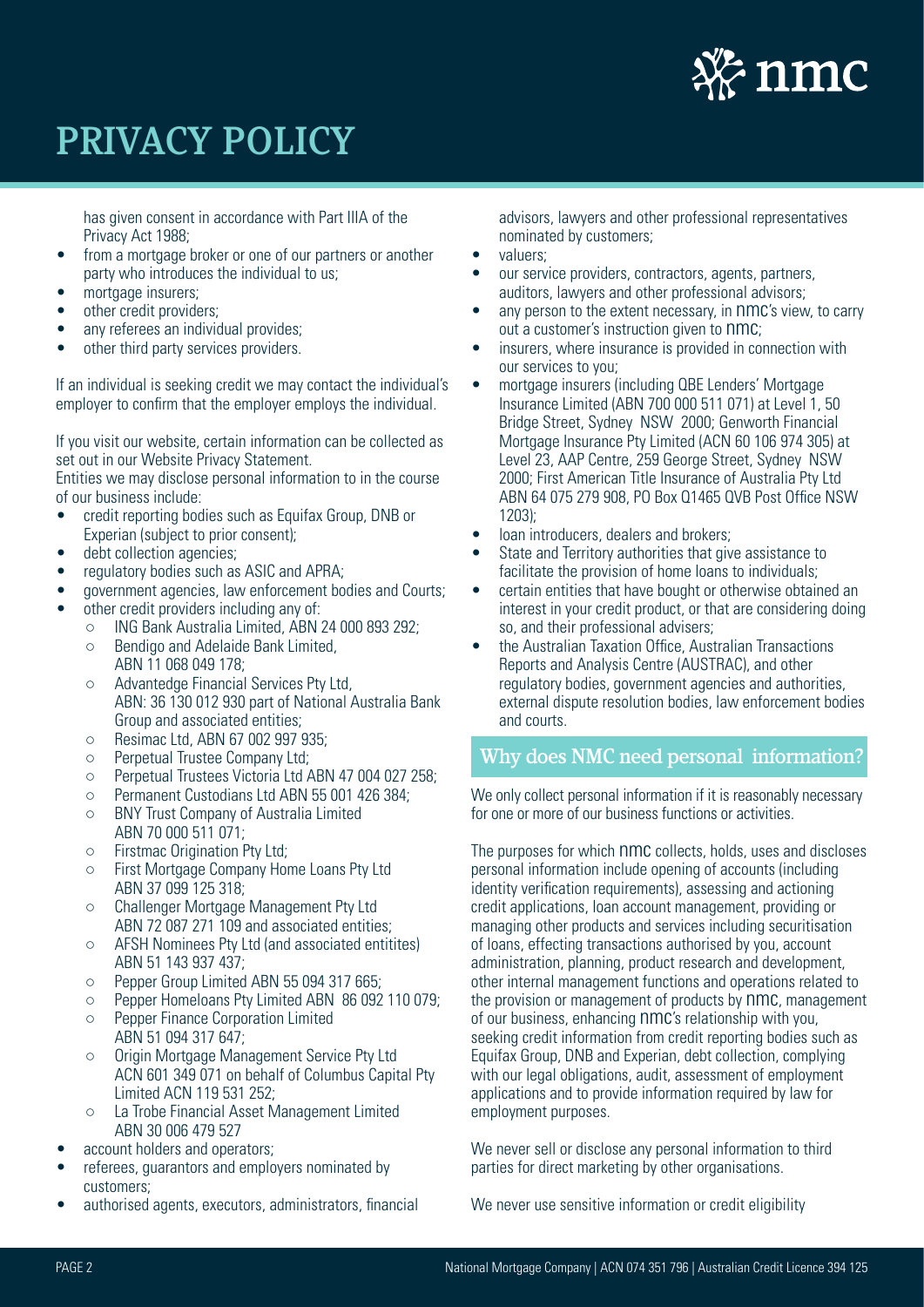has given consent in accordance with Part IIIA of the Privacy Act 1988;

- from a mortgage broker or one of our partners or another party who introduces the individual to us;
- mortgage insurers;
- other credit providers;
- any referees an individual provides;
- other third party services providers.

If an individual is seeking credit we may contact the individual's employer to confirm that the employer employs the individual.

If you visit our website, certain information can be collected as set out in our Website Privacy Statement.

Entities we may disclose personal information to in the course of our business include:

- credit reporting bodies such as Equifax Group, DNB or Experian (subject to prior consent);
- debt collection agencies;
- regulatory bodies such as ASIC and APRA;
- government agencies, law enforcement bodies and Courts;
- other credit providers including any of:
  - ING Bank Australia Limited, ABN 24 000 893 292;
  - Bendigo and Adelaide Bank Limited, ABN 11 068 049 178;
  - Advantedge Financial Services Pty Ltd, ABN: 36 130 012 930 part of National Australia Bank Group and associated entities;
  - Resimac Ltd, ABN 67 002 997 935;
  - Perpetual Trustee Company Ltd;
  - Perpetual Trustees Victoria Ltd ABN 47 004 027 258;
  - Permanent Custodians Ltd ABN 55 001 426 384;
  - BNY Trust Company of Australia Limited ABN 70 000 511 071;
  - Firstmac Origination Pty Ltd;
  - First Mortgage Company Home Loans Pty Ltd ABN 37 099 125 318;
  - Challenger Mortgage Management Pty Ltd ABN 72 087 271 109 and associated entities;
  - AFSH Nominees Pty Ltd (and associated entitites) ABN 51 143 937 437;
  - Pepper Group Limited ABN 55 094 317 665;
  - Pepper Homeloans Pty Limited ABN 86 092 110 079;
  - Pepper Finance Corporation Limited ABN 51 094 317 647;
  - Origin Mortgage Management Service Pty Ltd ACN 601 349 071 on behalf of Columbus Capital Pty Limited ACN 119 531 252;
  - La Trobe Financial Asset Management Limited ABN 30 006 479 527
- account holders and operators;
- referees, guarantors and employers nominated by customers;
- authorised agents, executors, administrators, financial advisors, lawyers and other professional representatives nominated by customers;
- valuers;
- our service providers, contractors, agents, partners, auditors, lawyers and other professional advisors;
- any person to the extent necessary, in nmc's view, to carry out a customer's instruction given to nmc;
- insurers, where insurance is provided in connection with our services to you;
- mortgage insurers (including QBE Lenders' Mortgage Insurance Limited (ABN 700 000 511 071) at Level 1, 50 Bridge Street, Sydney NSW 2000; Genworth Financial Mortgage Insurance Pty Limited (ACN 60 106 974 305) at Level 23, AAP Centre, 259 George Street, Sydney NSW 2000; First American Title Insurance of Australia Pty Ltd ABN 64 075 279 908, PO Box Q1465 QVB Post Office NSW 1203);
- loan introducers, dealers and brokers;
- State and Territory authorities that give assistance to facilitate the provision of home loans to individuals;
- certain entities that have bought or otherwise obtained an interest in your credit product, or that are considering doing so, and their professional advisers;
- the Australian Taxation Office, Australian Transactions Reports and Analysis Centre (AUSTRAC), and other regulatory bodies, government agencies and authorities, external dispute resolution bodies, law enforcement bodies and courts.

## Why does NMC need personal information?

We only collect personal information if it is reasonably necessary for one or more of our business functions or activities.

The purposes for which nmc collects, holds, uses and discloses personal information include opening of accounts (including identity verification requirements), assessing and actioning credit applications, loan account management, providing or managing other products and services including securitisation of loans, effecting transactions authorised by you, account administration, planning, product research and development, other internal management functions and operations related to the provision or management of products by nmc, management of our business, enhancing nmc's relationship with you, seeking credit information from credit reporting bodies such as Equifax Group, DNB and Experian, debt collection, complying with our legal obligations, audit, assessment of employment applications and to provide information required by law for employment purposes.

We never sell or disclose any personal information to third parties for direct marketing by other organisations.

We never use sensitive information or credit eligibility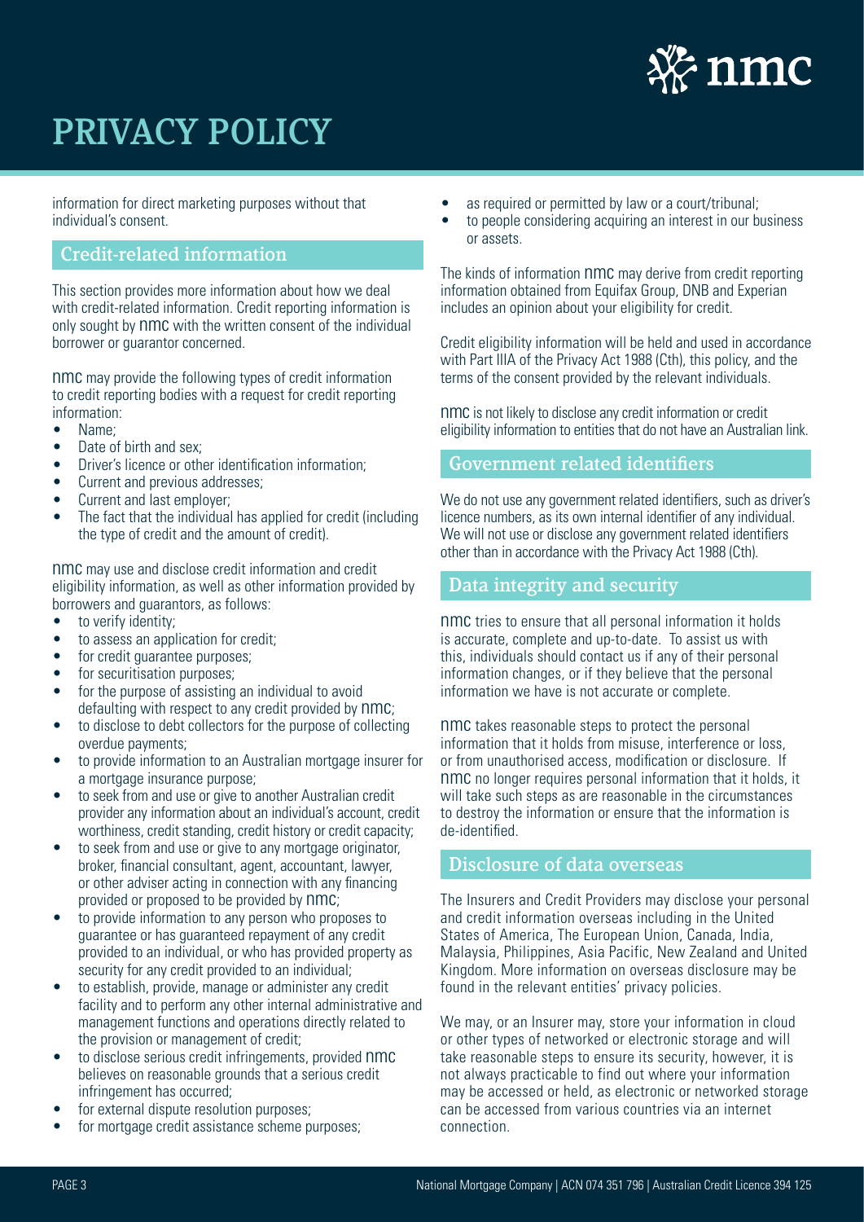information for direct marketing purposes without that individual's consent.

## Credit-related information

This section provides more information about how we deal with credit-related information. Credit reporting information is only sought by nmc with the written consent of the individual borrower or guarantor concerned.

nmc may provide the following types of credit information to credit reporting bodies with a request for credit reporting information:

- Name;
- Date of birth and sex;
- Driver's licence or other identification information;
- Current and previous addresses;
- Current and last employer;
- The fact that the individual has applied for credit (including the type of credit and the amount of credit).

nmc may use and disclose credit information and credit eligibility information, as well as other information provided by borrowers and guarantors, as follows:

- to verify identity;
- to assess an application for credit;
- for credit guarantee purposes;
- for securitisation purposes;
- for the purpose of assisting an individual to avoid defaulting with respect to any credit provided by nmc;
- to disclose to debt collectors for the purpose of collecting overdue payments;
- to provide information to an Australian mortgage insurer for a mortgage insurance purpose;
- to seek from and use or give to another Australian credit provider any information about an individual's account, credit worthiness, credit standing, credit history or credit capacity;
- to seek from and use or give to any mortgage originator, broker, financial consultant, agent, accountant, lawyer, or other adviser acting in connection with any financing provided or proposed to be provided by nmc;
- to provide information to any person who proposes to guarantee or has guaranteed repayment of any credit provided to an individual, or who has provided property as security for any credit provided to an individual;
- to establish, provide, manage or administer any credit facility and to perform any other internal administrative and management functions and operations directly related to the provision or management of credit;
- to disclose serious credit infringements, provided nmc believes on reasonable grounds that a serious credit infringement has occurred;
- for external dispute resolution purposes;
- for mortgage credit assistance scheme purposes;
- as required or permitted by law or a court/tribunal;
- to people considering acquiring an interest in our business or assets.

The kinds of information nmc may derive from credit reporting information obtained from Equifax Group, DNB and Experian includes an opinion about your eligibility for credit.

Credit eligibility information will be held and used in accordance with Part IIIA of the Privacy Act 1988 (Cth), this policy, and the terms of the consent provided by the relevant individuals.

nmc is not likely to disclose any credit information or credit eligibility information to entities that do not have an Australian link.

## Government related identifiers

We do not use any government related identifiers, such as driver's licence numbers, as its own internal identifier of any individual. We will not use or disclose any government related identifiers other than in accordance with the Privacy Act 1988 (Cth).

## Data integrity and security

nmc tries to ensure that all personal information it holds is accurate, complete and up-to-date. To assist us with this, individuals should contact us if any of their personal information changes, or if they believe that the personal information we have is not accurate or complete.

nmc takes reasonable steps to protect the personal information that it holds from misuse, interference or loss, or from unauthorised access, modification or disclosure. If nmc no longer requires personal information that it holds, it will take such steps as are reasonable in the circumstances to destroy the information or ensure that the information is de-identified.

## Disclosure of data overseas

The Insurers and Credit Providers may disclose your personal and credit information overseas including in the United States of America, The European Union, Canada, India, Malaysia, Philippines, Asia Pacific, New Zealand and United Kingdom. More information on overseas disclosure may be found in the relevant entities' privacy policies.

We may, or an Insurer may, store your information in cloud or other types of networked or electronic storage and will take reasonable steps to ensure its security, however, it is not always practicable to find out where your information may be accessed or held, as electronic or networked storage can be accessed from various countries via an internet connection.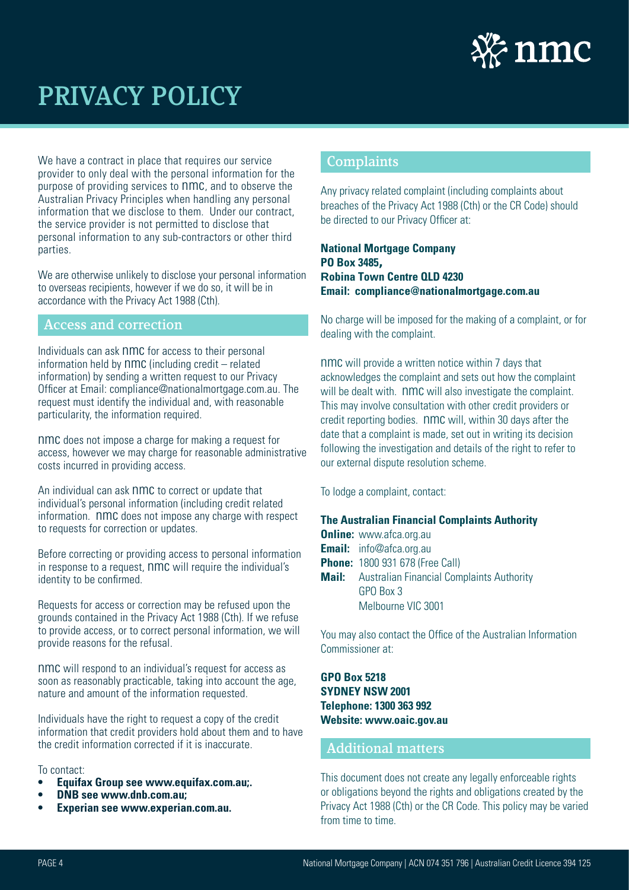# PRIVACY POLICY

We have a contract in place that requires our service provider to only deal with the personal information for the purpose of providing services to nmc, and to observe the Australian Privacy Principles when handling any personal information that we disclose to them. Under our contract, the service provider is not permitted to disclose that personal information to any sub-contractors or other third parties.

We are otherwise unlikely to disclose your personal information to overseas recipients, however if we do so, it will be in accordance with the Privacy Act 1988 (Cth).

## Access and correction

Individuals can ask nmc for access to their personal information held by nmc (including credit – related information) by sending a written request to our Privacy Officer at Email: compliance@nationalmortgage.com.au. The request must identify the individual and, with reasonable particularity, the information required.

nmc does not impose a charge for making a request for access, however we may charge for reasonable administrative costs incurred in providing access.

An individual can ask nmc to correct or update that individual's personal information (including credit related information. nmc does not impose any charge with respect to requests for correction or updates.

Before correcting or providing access to personal information in response to a request, nmc will require the individual's identity to be confirmed.

Requests for access or correction may be refused upon the grounds contained in the Privacy Act 1988 (Cth). If we refuse to provide access, or to correct personal information, we will provide reasons for the refusal.

nmc will respond to an individual's request for access as soon as reasonably practicable, taking into account the age, nature and amount of the information requested.

Individuals have the right to request a copy of the credit information that credit providers hold about them and to have the credit information corrected if it is inaccurate.

To contact:

- **Equifax Group see www.equifax.com.au;.**
- **DNB see www.dnb.com.au;**
- **Experian see www.experian.com.au.**

## Complaints

Any privacy related complaint (including complaints about breaches of the Privacy Act 1988 (Cth) or the CR Code) should be directed to our Privacy Officer at:

**National Mortgage Company**
**PO Box 3485,**
**Robina Town Centre QLD 4230**
**Email: compliance@nationalmortgage.com.au**

No charge will be imposed for the making of a complaint, or for dealing with the complaint.

nmc will provide a written notice within 7 days that acknowledges the complaint and sets out how the complaint will be dealt with. nmc will also investigate the complaint. This may involve consultation with other credit providers or credit reporting bodies. nmc will, within 30 days after the date that a complaint is made, set out in writing its decision following the investigation and details of the right to refer to our external dispute resolution scheme.

To lodge a complaint, contact:

**The Australian Financial Complaints Authority**
**Online:** www.afca.org.au
**Email:** info@afca.org.au
**Phone:** 1800 931 678 (Free Call)
**Mail:** Australian Financial Complaints Authority
GPO Box 3
Melbourne VIC 3001

You may also contact the Office of the Australian Information Commissioner at:

**GPO Box 5218**
**SYDNEY NSW 2001**
**Telephone: 1300 363 992**
**Website: www.oaic.gov.au**

## Additional matters

This document does not create any legally enforceable rights or obligations beyond the rights and obligations created by the Privacy Act 1988 (Cth) or the CR Code. This policy may be varied from time to time.

National Mortgage Company | ACN 074 351 796 | Australian Credit Licence 394 125